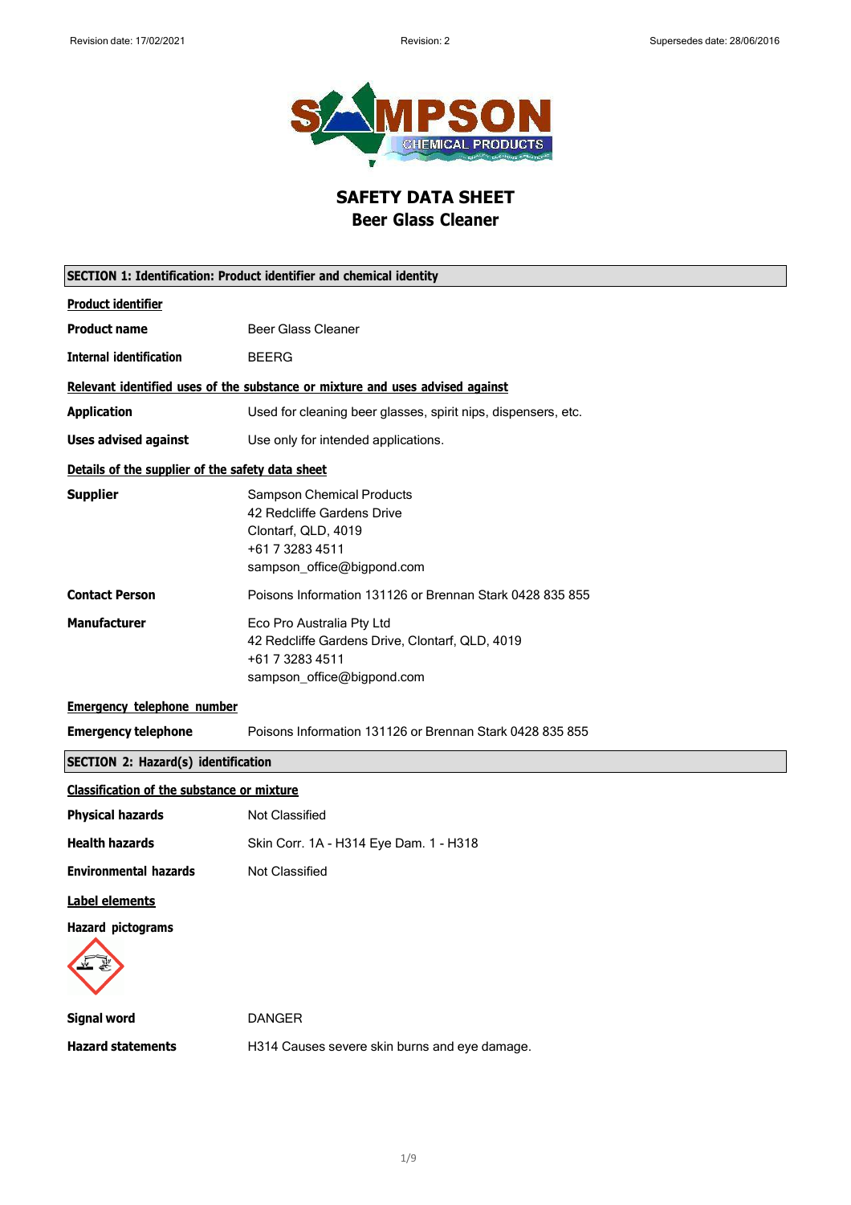# SAFETY DATA SHEET
## Beer Glass Cleaner

### SECTION 1: Identification: Product identifier and chemical identity

**Product identifier**

**Product name** Beer Glass Cleaner

**Internal identification** BEERG

**Relevant identified uses of the substance or mixture and uses advised against**

**Application** Used for cleaning beer glasses, spirit nips, dispensers, etc.

**Uses advised against** Use only for intended applications.

**Details of the supplier of the safety data sheet**

**Supplier** Sampson Chemical Products
42 Redcliffe Gardens Drive
Clontarf, QLD, 4019
+61 7 3283 4511
sampson_office@bigpond.com

**Contact Person** Poisons Information 131126 or Brennan Stark 0428 835 855

**Manufacturer** Eco Pro Australia Pty Ltd
42 Redcliffe Gardens Drive, Clontarf, QLD, 4019
+61 7 3283 4511
sampson_office@bigpond.com

**Emergency telephone number**

**Emergency telephone** Poisons Information 131126 or Brennan Stark 0428 835 855

### SECTION 2: Hazard(s) identification

**Classification of the substance or mixture**

**Physical hazards** Not Classified

**Health hazards** Skin Corr. 1A - H314 Eye Dam. 1 - H318

**Environmental hazards** Not Classified

**Label elements**

**Hazard pictograms**

**Signal word** DANGER

**Hazard statements** H314 Causes severe skin burns and eye damage.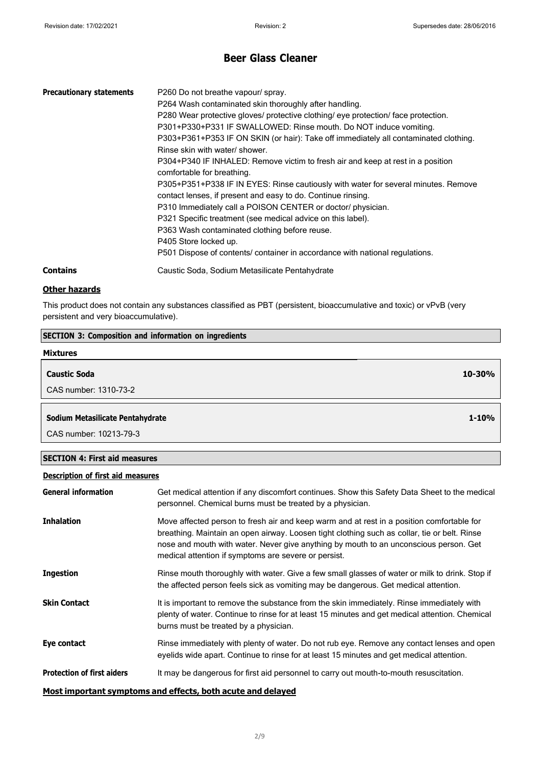# Beer Glass Cleaner

| | |
|---|---|
| **Precautionary statements** | P260 Do not breathe vapour/ spray.<br>P264 Wash contaminated skin thoroughly after handling.<br>P280 Wear protective gloves/ protective clothing/ eye protection/ face protection.<br>P301+P330+P331 IF SWALLOWED: Rinse mouth. Do NOT induce vomiting.<br>P303+P361+P353 IF ON SKIN (or hair): Take off immediately all contaminated clothing. Rinse skin with water/ shower.<br>P304+P340 IF INHALED: Remove victim to fresh air and keep at rest in a position comfortable for breathing.<br>P305+P351+P338 IF IN EYES: Rinse cautiously with water for several minutes. Remove contact lenses, if present and easy to do. Continue rinsing.<br>P310 Immediately call a POISON CENTER or doctor/ physician.<br>P321 Specific treatment (see medical advice on this label).<br>P363 Wash contaminated clothing before reuse.<br>P405 Store locked up.<br>P501 Dispose of contents/ container in accordance with national regulations. |
| **Contains** | Caustic Soda, Sodium Metasilicate Pentahydrate |

### Other hazards

This product does not contain any substances classified as PBT (persistent, bioaccumulative and toxic) or vPvB (very persistent and very bioaccumulative).

## SECTION 3: Composition and information on ingredients

### Mixtures

| | |
|---|---|
| **Caustic Soda**<br>CAS number: 1310-73-2 | **10-30%** |
| **Sodium Metasilicate Pentahydrate**<br>CAS number: 10213-79-3 | **1-10%** |

## SECTION 4: First aid measures

### Description of first aid measures

| | |
|---|---|
| **General information** | Get medical attention if any discomfort continues. Show this Safety Data Sheet to the medical personnel. Chemical burns must be treated by a physician. |
| **Inhalation** | Move affected person to fresh air and keep warm and at rest in a position comfortable for breathing. Maintain an open airway. Loosen tight clothing such as collar, tie or belt. Rinse nose and mouth with water. Never give anything by mouth to an unconscious person. Get medical attention if symptoms are severe or persist. |
| **Ingestion** | Rinse mouth thoroughly with water. Give a few small glasses of water or milk to drink. Stop if the affected person feels sick as vomiting may be dangerous. Get medical attention. |
| **Skin Contact** | It is important to remove the substance from the skin immediately. Rinse immediately with plenty of water. Continue to rinse for at least 15 minutes and get medical attention. Chemical burns must be treated by a physician. |
| **Eye contact** | Rinse immediately with plenty of water. Do not rub eye. Remove any contact lenses and open eyelids wide apart. Continue to rinse for at least 15 minutes and get medical attention. |
| **Protection of first aiders** | It may be dangerous for first aid personnel to carry out mouth-to-mouth resuscitation. |

### Most important symptoms and effects, both acute and delayed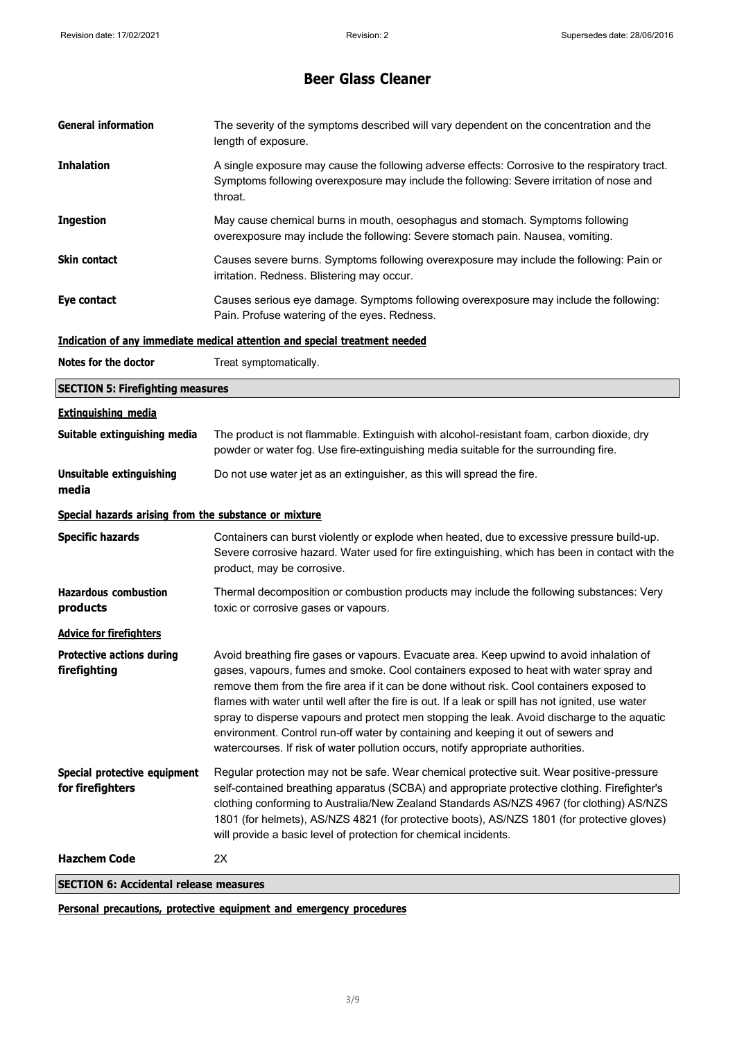# Beer Glass Cleaner

**General information** The severity of the symptoms described will vary dependent on the concentration and the length of exposure.

**Inhalation** A single exposure may cause the following adverse effects: Corrosive to the respiratory tract. Symptoms following overexposure may include the following: Severe irritation of nose and throat.

**Ingestion** May cause chemical burns in mouth, oesophagus and stomach. Symptoms following overexposure may include the following: Severe stomach pain. Nausea, vomiting.

**Skin contact** Causes severe burns. Symptoms following overexposure may include the following: Pain or irritation. Redness. Blistering may occur.

**Eye contact** Causes serious eye damage. Symptoms following overexposure may include the following: Pain. Profuse watering of the eyes. Redness.

**Indication of any immediate medical attention and special treatment needed**

**Notes for the doctor** Treat symptomatically.

## SECTION 5: Firefighting measures

**Extinguishing media**

**Suitable extinguishing media** The product is not flammable. Extinguish with alcohol-resistant foam, carbon dioxide, dry powder or water fog. Use fire-extinguishing media suitable for the surrounding fire.

**Unsuitable extinguishing media** Do not use water jet as an extinguisher, as this will spread the fire.

**Special hazards arising from the substance or mixture**

**Specific hazards** Containers can burst violently or explode when heated, due to excessive pressure build-up. Severe corrosive hazard. Water used for fire extinguishing, which has been in contact with the product, may be corrosive.

**Hazardous combustion products** Thermal decomposition or combustion products may include the following substances: Very toxic or corrosive gases or vapours.

**Advice for firefighters**

**Protective actions during firefighting** Avoid breathing fire gases or vapours. Evacuate area. Keep upwind to avoid inhalation of gases, vapours, fumes and smoke. Cool containers exposed to heat with water spray and remove them from the fire area if it can be done without risk. Cool containers exposed to flames with water until well after the fire is out. If a leak or spill has not ignited, use water spray to disperse vapours and protect men stopping the leak. Avoid discharge to the aquatic environment. Control run-off water by containing and keeping it out of sewers and watercourses. If risk of water pollution occurs, notify appropriate authorities.

**Special protective equipment for firefighters** Regular protection may not be safe. Wear chemical protective suit. Wear positive-pressure self-contained breathing apparatus (SCBA) and appropriate protective clothing. Firefighter's clothing conforming to Australia/New Zealand Standards AS/NZS 4967 (for clothing) AS/NZS 1801 (for helmets), AS/NZS 4821 (for protective boots), AS/NZS 1801 (for protective gloves) will provide a basic level of protection for chemical incidents.

**Hazchem Code** 2X

## SECTION 6: Accidental release measures

**Personal precautions, protective equipment and emergency procedures**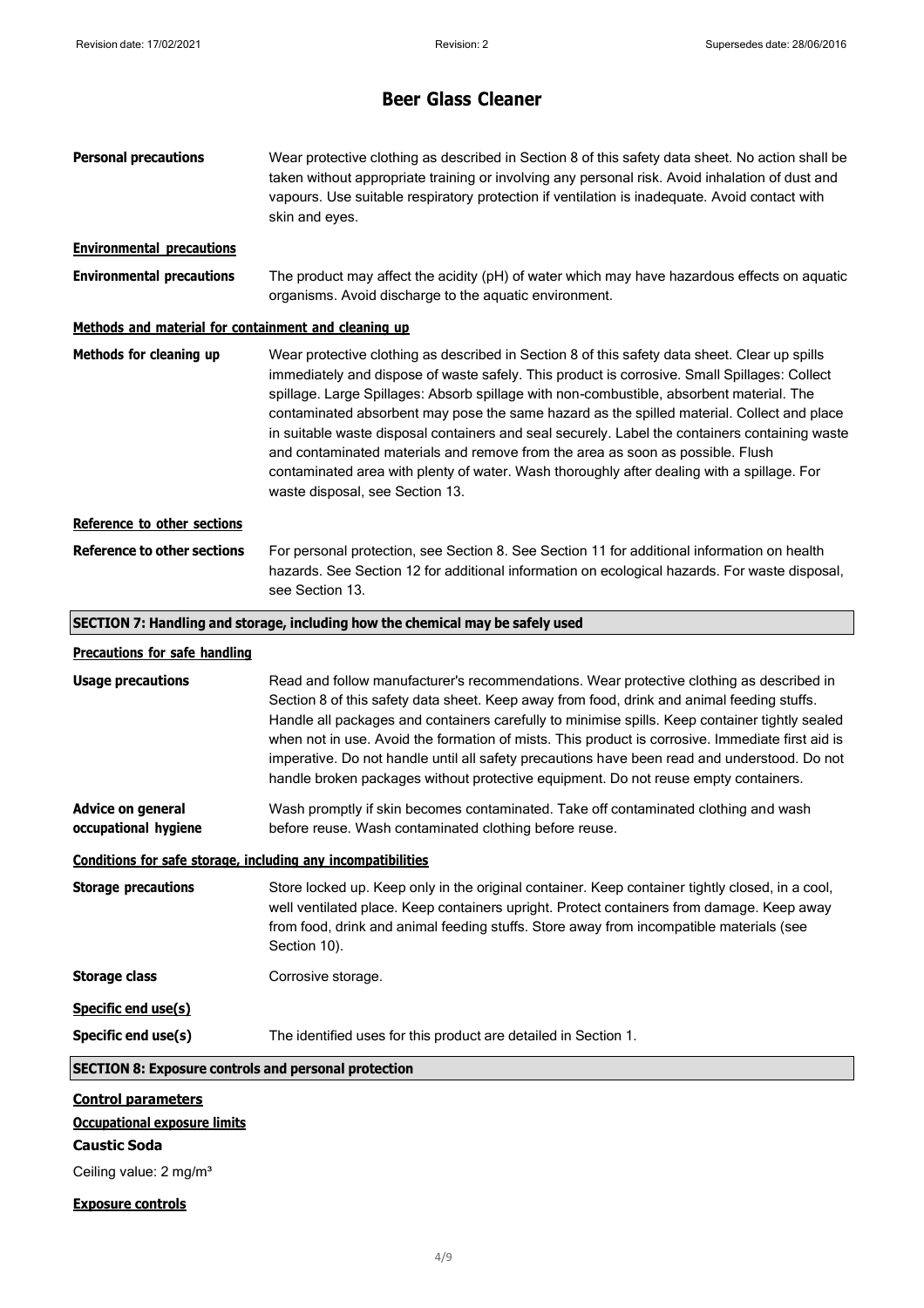# Beer Glass Cleaner

**Personal precautions** Wear protective clothing as described in Section 8 of this safety data sheet. No action shall be taken without appropriate training or involving any personal risk. Avoid inhalation of dust and vapours. Use suitable respiratory protection if ventilation is inadequate. Avoid contact with skin and eyes.

**Environmental precautions**

**Environmental precautions** The product may affect the acidity (pH) of water which may have hazardous effects on aquatic organisms. Avoid discharge to the aquatic environment.

**Methods and material for containment and cleaning up**

**Methods for cleaning up** Wear protective clothing as described in Section 8 of this safety data sheet. Clear up spills immediately and dispose of waste safely. This product is corrosive. Small Spillages: Collect spillage. Large Spillages: Absorb spillage with non-combustible, absorbent material. The contaminated absorbent may pose the same hazard as the spilled material. Collect and place in suitable waste disposal containers and seal securely. Label the containers containing waste and contaminated materials and remove from the area as soon as possible. Flush contaminated area with plenty of water. Wash thoroughly after dealing with a spillage. For waste disposal, see Section 13.

**Reference to other sections**

**Reference to other sections** For personal protection, see Section 8. See Section 11 for additional information on health hazards. See Section 12 for additional information on ecological hazards. For waste disposal, see Section 13.

## SECTION 7: Handling and storage, including how the chemical may be safely used

**Precautions for safe handling**

**Usage precautions** Read and follow manufacturer's recommendations. Wear protective clothing as described in Section 8 of this safety data sheet. Keep away from food, drink and animal feeding stuffs. Handle all packages and containers carefully to minimise spills. Keep container tightly sealed when not in use. Avoid the formation of mists. This product is corrosive. Immediate first aid is imperative. Do not handle until all safety precautions have been read and understood. Do not handle broken packages without protective equipment. Do not reuse empty containers.

**Advice on general occupational hygiene** Wash promptly if skin becomes contaminated. Take off contaminated clothing and wash before reuse. Wash contaminated clothing before reuse.

**Conditions for safe storage, including any incompatibilities**

**Storage precautions** Store locked up. Keep only in the original container. Keep container tightly closed, in a cool, well ventilated place. Keep containers upright. Protect containers from damage. Keep away from food, drink and animal feeding stuffs. Store away from incompatible materials (see Section 10).

**Storage class** Corrosive storage.

**Specific end use(s)**

**Specific end use(s)** The identified uses for this product are detailed in Section 1.

## SECTION 8: Exposure controls and personal protection

**Control parameters**

**Occupational exposure limits**

**Caustic Soda**

Ceiling value: 2 mg/m³

**Exposure controls**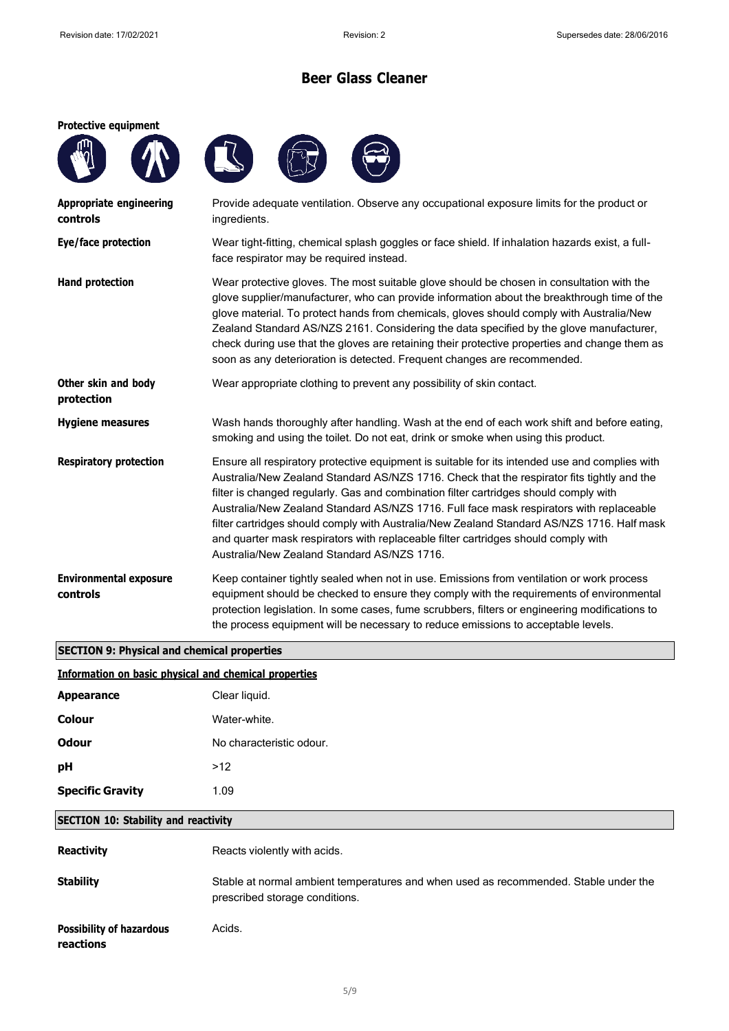# Beer Glass Cleaner

**Protective equipment**

| | |
|---|---|
| **Appropriate engineering controls** | Provide adequate ventilation. Observe any occupational exposure limits for the product or ingredients. |
| **Eye/face protection** | Wear tight-fitting, chemical splash goggles or face shield. If inhalation hazards exist, a full-face respirator may be required instead. |
| **Hand protection** | Wear protective gloves. The most suitable glove should be chosen in consultation with the glove supplier/manufacturer, who can provide information about the breakthrough time of the glove material. To protect hands from chemicals, gloves should comply with Australia/New Zealand Standard AS/NZS 2161. Considering the data specified by the glove manufacturer, check during use that the gloves are retaining their protective properties and change them as soon as any deterioration is detected. Frequent changes are recommended. |
| **Other skin and body protection** | Wear appropriate clothing to prevent any possibility of skin contact. |
| **Hygiene measures** | Wash hands thoroughly after handling. Wash at the end of each work shift and before eating, smoking and using the toilet. Do not eat, drink or smoke when using this product. |
| **Respiratory protection** | Ensure all respiratory protective equipment is suitable for its intended use and complies with Australia/New Zealand Standard AS/NZS 1716. Check that the respirator fits tightly and the filter is changed regularly. Gas and combination filter cartridges should comply with Australia/New Zealand Standard AS/NZS 1716. Full face mask respirators with replaceable filter cartridges should comply with Australia/New Zealand Standard AS/NZS 1716. Half mask and quarter mask respirators with replaceable filter cartridges should comply with Australia/New Zealand Standard AS/NZS 1716. |
| **Environmental exposure controls** | Keep container tightly sealed when not in use. Emissions from ventilation or work process equipment should be checked to ensure they comply with the requirements of environmental protection legislation. In some cases, fume scrubbers, filters or engineering modifications to the process equipment will be necessary to reduce emissions to acceptable levels. |

## SECTION 9: Physical and chemical properties

### Information on basic physical and chemical properties

| | |
|---|---|
| **Appearance** | Clear liquid. |
| **Colour** | Water-white. |
| **Odour** | No characteristic odour. |
| **pH** | >12 |
| **Specific Gravity** | 1.09 |

## SECTION 10: Stability and reactivity

| | |
|---|---|
| **Reactivity** | Reacts violently with acids. |
| **Stability** | Stable at normal ambient temperatures and when used as recommended. Stable under the prescribed storage conditions. |
| **Possibility of hazardous reactions** | Acids. |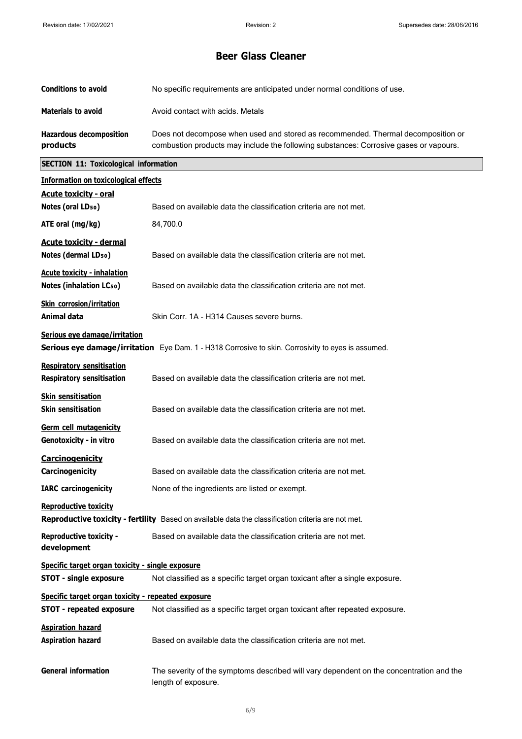| | |
|---|---|
| **Conditions to avoid** | No specific requirements are anticipated under normal conditions of use. |
| **Materials to avoid** | Avoid contact with acids. Metals |
| **Hazardous decomposition products** | Does not decompose when used and stored as recommended. Thermal decomposition or combustion products may include the following substances: Corrosive gases or vapours. |

## SECTION 11: Toxicological information

**Information on toxicological effects**

**Acute toxicity - oral**

| | |
|---|---|
| **Notes (oral $LD_{50}$)** | Based on available data the classification criteria are not met. |
| **ATE oral (mg/kg)** | 84,700.0 |

**Acute toxicity - dermal**

| | |
|---|---|
| **Notes (dermal $LD_{50}$)** | Based on available data the classification criteria are not met. |

**Acute toxicity - inhalation**

| | |
|---|---|
| **Notes (inhalation $LC_{50}$)** | Based on available data the classification criteria are not met. |

**Skin corrosion/irritation**

| | |
|---|---|
| **Animal data** | Skin Corr. 1A - H314 Causes severe burns. |

**Serious eye damage/irritation**

**Serious eye damage/irritation** Eye Dam. 1 - H318 Corrosive to skin. Corrosivity to eyes is assumed.

**Respiratory sensitisation**

| | |
|---|---|
| **Respiratory sensitisation** | Based on available data the classification criteria are not met. |

**Skin sensitisation**

| | |
|---|---|
| **Skin sensitisation** | Based on available data the classification criteria are not met. |

**Germ cell mutagenicity**

| | |
|---|---|
| **Genotoxicity - in vitro** | Based on available data the classification criteria are not met. |

**Carcinogenicity**

| | |
|---|---|
| **Carcinogenicity** | Based on available data the classification criteria are not met. |
| **IARC carcinogenicity** | None of the ingredients are listed or exempt. |

**Reproductive toxicity**

**Reproductive toxicity - fertility** Based on available data the classification criteria are not met.

| | |
|---|---|
| **Reproductive toxicity - development** | Based on available data the classification criteria are not met. |

**Specific target organ toxicity - single exposure**

| | |
|---|---|
| **STOT - single exposure** | Not classified as a specific target organ toxicant after a single exposure. |

**Specific target organ toxicity - repeated exposure**

| | |
|---|---|
| **STOT - repeated exposure** | Not classified as a specific target organ toxicant after repeated exposure. |

**Aspiration hazard**

| | |
|---|---|
| **Aspiration hazard** | Based on available data the classification criteria are not met. |

| | |
|---|---|
| **General information** | The severity of the symptoms described will vary dependent on the concentration and the length of exposure. |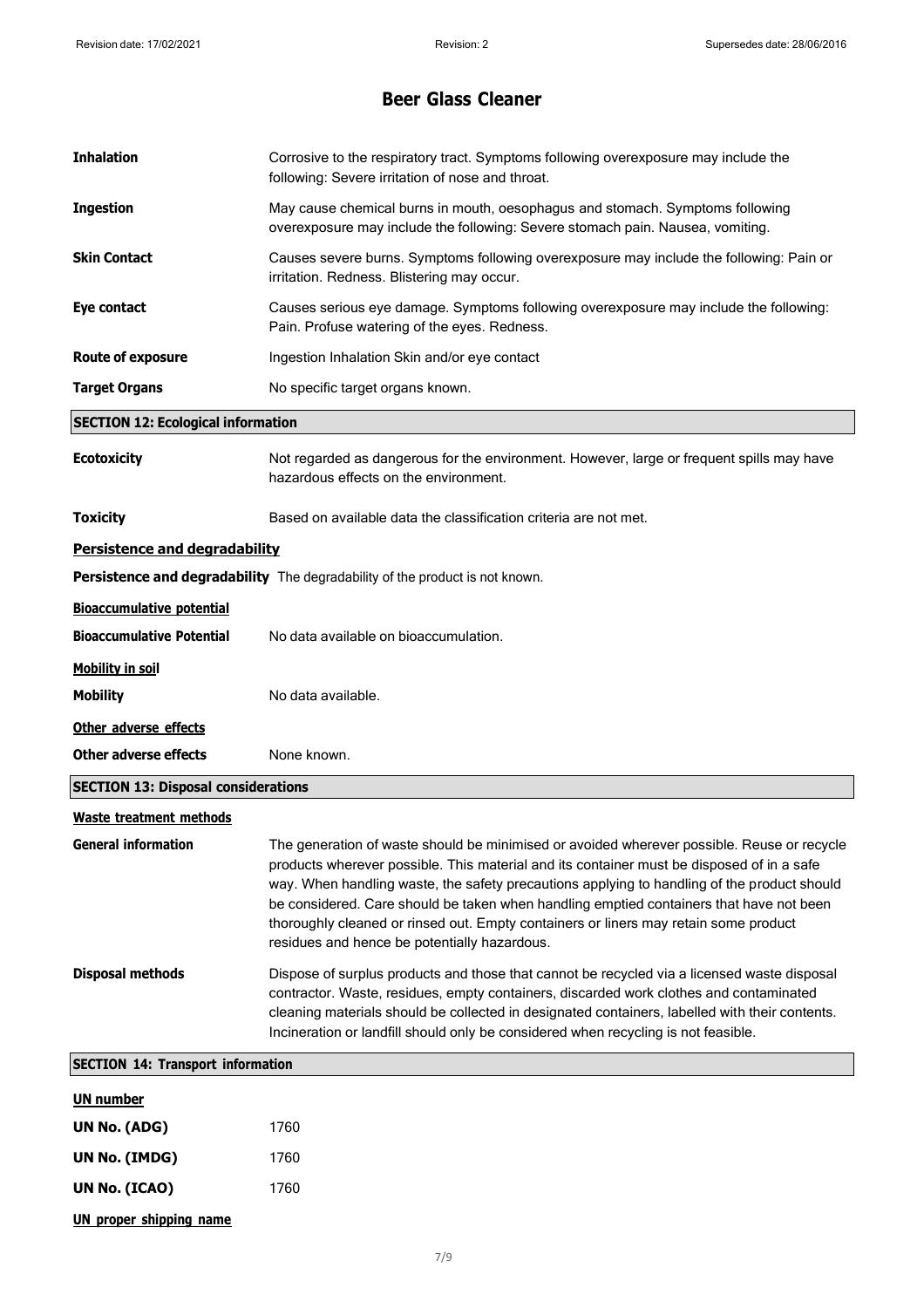# Beer Glass Cleaner

| | |
|---|---|
| **Inhalation** | Corrosive to the respiratory tract. Symptoms following overexposure may include the following: Severe irritation of nose and throat. |
| **Ingestion** | May cause chemical burns in mouth, oesophagus and stomach. Symptoms following overexposure may include the following: Severe stomach pain. Nausea, vomiting. |
| **Skin Contact** | Causes severe burns. Symptoms following overexposure may include the following: Pain or irritation. Redness. Blistering may occur. |
| **Eye contact** | Causes serious eye damage. Symptoms following overexposure may include the following: Pain. Profuse watering of the eyes. Redness. |
| **Route of exposure** | Ingestion Inhalation Skin and/or eye contact |
| **Target Organs** | No specific target organs known. |

## SECTION 12: Ecological information

| | |
|---|---|
| **Ecotoxicity** | Not regarded as dangerous for the environment. However, large or frequent spills may have hazardous effects on the environment. |
| **Toxicity** | Based on available data the classification criteria are not met. |

### Persistence and degradability

**Persistence and degradability** The degradability of the product is not known.

### Bioaccumulative potential

| | |
|---|---|
| **Bioaccumulative Potential** | No data available on bioaccumulation. |

### Mobility in soil

| | |
|---|---|
| **Mobility** | No data available. |

### Other adverse effects

| | |
|---|---|
| **Other adverse effects** | None known. |

## SECTION 13: Disposal considerations

### Waste treatment methods

| | |
|---|---|
| **General information** | The generation of waste should be minimised or avoided wherever possible. Reuse or recycle products wherever possible. This material and its container must be disposed of in a safe way. When handling waste, the safety precautions applying to handling of the product should be considered. Care should be taken when handling emptied containers that have not been thoroughly cleaned or rinsed out. Empty containers or liners may retain some product residues and hence be potentially hazardous. |
| **Disposal methods** | Dispose of surplus products and those that cannot be recycled via a licensed waste disposal contractor. Waste, residues, empty containers, discarded work clothes and contaminated cleaning materials should be collected in designated containers, labelled with their contents. Incineration or landfill should only be considered when recycling is not feasible. |

## SECTION 14: Transport information

### UN number

| | |
|---|---|
| **UN No. (ADG)** | 1760 |
| **UN No. (IMDG)** | 1760 |
| **UN No. (ICAO)** | 1760 |

### UN proper shipping name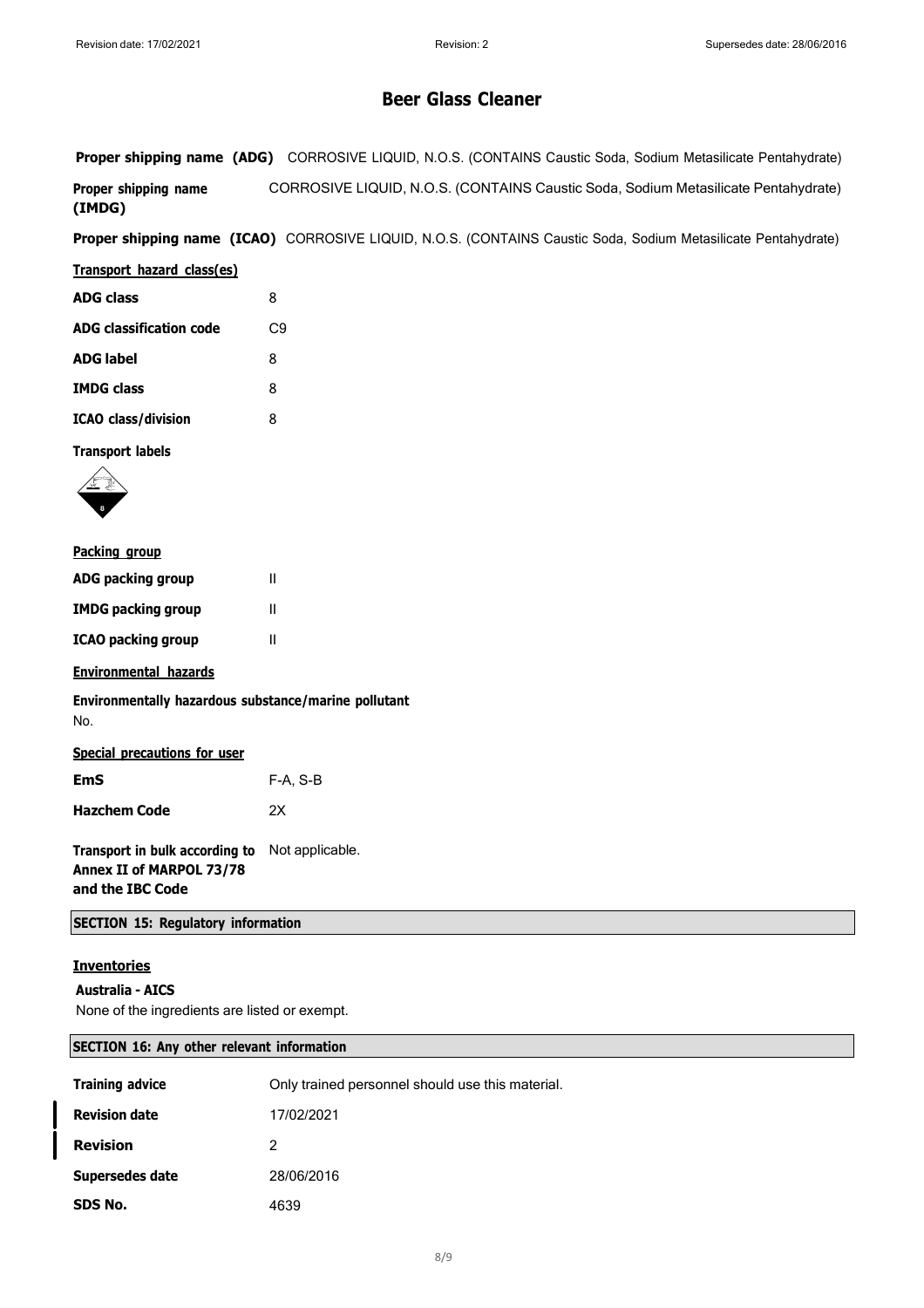# Beer Glass Cleaner

**Proper shipping name (ADG)** CORROSIVE LIQUID, N.O.S. (CONTAINS Caustic Soda, Sodium Metasilicate Pentahydrate)

**Proper shipping name (IMDG)** CORROSIVE LIQUID, N.O.S. (CONTAINS Caustic Soda, Sodium Metasilicate Pentahydrate)

**Proper shipping name (ICAO)** CORROSIVE LIQUID, N.O.S. (CONTAINS Caustic Soda, Sodium Metasilicate Pentahydrate)

**Transport hazard class(es)**

| | |
|---|---|
| **ADG class** | 8 |
| **ADG classification code** | C9 |
| **ADG label** | 8 |
| **IMDG class** | 8 |
| **ICAO class/division** | 8 |

**Transport labels**

**Packing group**

| | |
|---|---|
| **ADG packing group** | II |
| **IMDG packing group** | II |
| **ICAO packing group** | II |

**Environmental hazards**

**Environmentally hazardous substance/marine pollutant**

No.

**Special precautions for user**

| | |
|---|---|
| **EmS** | F-A, S-B |
| **Hazchem Code** | 2X |

**Transport in bulk according to Annex II of MARPOL 73/78 and the IBC Code** Not applicable.

## SECTION 15: Regulatory information

**Inventories**

**Australia - AICS**

None of the ingredients are listed or exempt.

## SECTION 16: Any other relevant information

| | |
|---|---|
| **Training advice** | Only trained personnel should use this material. |
| **Revision date** | 17/02/2021 |
| **Revision** | 2 |
| **Supersedes date** | 28/06/2016 |
| **SDS No.** | 4639 |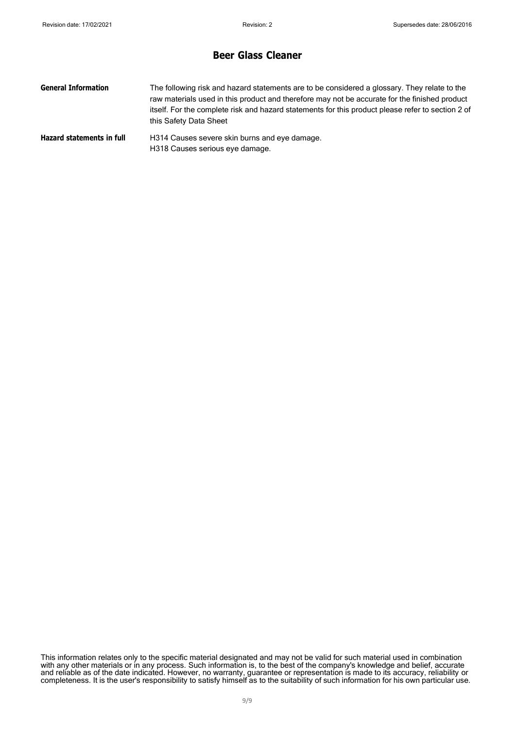# Beer Glass Cleaner

**General Information** The following risk and hazard statements are to be considered a glossary. They relate to the raw materials used in this product and therefore may not be accurate for the finished product itself. For the complete risk and hazard statements for this product please refer to section 2 of this Safety Data Sheet

**Hazard statements in full** H314 Causes severe skin burns and eye damage.
H318 Causes serious eye damage.

This information relates only to the specific material designated and may not be valid for such material used in combination with any other materials or in any process. Such information is, to the best of the company's knowledge and belief, accurate and reliable as of the date indicated. However, no warranty, guarantee or representation is made to its accuracy, reliability or completeness. It is the user's responsibility to satisfy himself as to the suitability of such information for his own particular use.